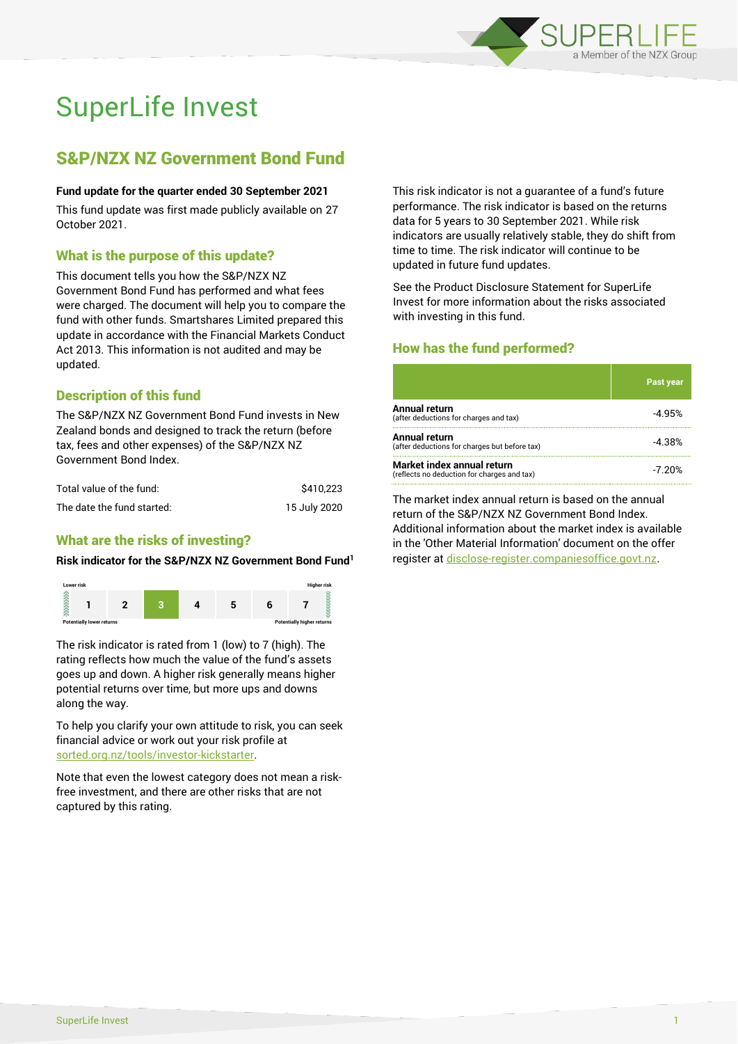# SuperLife Invest

## S&P/NZX NZ Government Bond Fund

**Fund update for the quarter ended 30 September 2021**

This fund update was first made publicly available on 27 October 2021.

### What is the purpose of this update?

This document tells you how the S&P/NZX NZ Government Bond Fund has performed and what fees were charged. The document will help you to compare the fund with other funds. Smartshares Limited prepared this update in accordance with the Financial Markets Conduct Act 2013. This information is not audited and may be updated.

### Description of this fund

The S&P/NZX NZ Government Bond Fund invests in New Zealand bonds and designed to track the return (before tax, fees and other expenses) of the S&P/NZX NZ Government Bond Index.

| | |
|---|---|
| Total value of the fund: | $410,223 |
| The date the fund started: | 15 July 2020 |

### What are the risks of investing?

**Risk indicator for the S&P/NZX NZ Government Bond Fund[1]**

| Lower risk | | | | | | Higher risk |
|---|---|---|---|---|---|---|
| 1 | 2 | **3** | 4 | 5 | 6 | 7 |
| Potentially lower returns | | | | | | Potentially higher returns |

The risk indicator is rated from 1 (low) to 7 (high). The rating reflects how much the value of the fund's assets goes up and down. A higher risk generally means higher potential returns over time, but more ups and downs along the way.

To help you clarify your own attitude to risk, you can seek financial advice or work out your risk profile at sorted.org.nz/tools/investor-kickstarter.

Note that even the lowest category does not mean a risk-free investment, and there are other risks that are not captured by this rating.

This risk indicator is not a guarantee of a fund's future performance. The risk indicator is based on the returns data for 5 years to 30 September 2021. While risk indicators are usually relatively stable, they do shift from time to time. The risk indicator will continue to be updated in future fund updates.

See the Product Disclosure Statement for SuperLife Invest for more information about the risks associated with investing in this fund.

### How has the fund performed?

| | Past year |
|---|---|
| **Annual return**<br>(after deductions for charges and tax) | -4.95% |
| **Annual return**<br>(after deductions for charges but before tax) | -4.38% |
| **Market index annual return**<br>(reflects no deduction for charges and tax) | -7.20% |

The market index annual return is based on the annual return of the S&P/NZX NZ Government Bond Index. Additional information about the market index is available in the 'Other Material Information' document on the offer register at disclose-register.companiesoffice.govt.nz.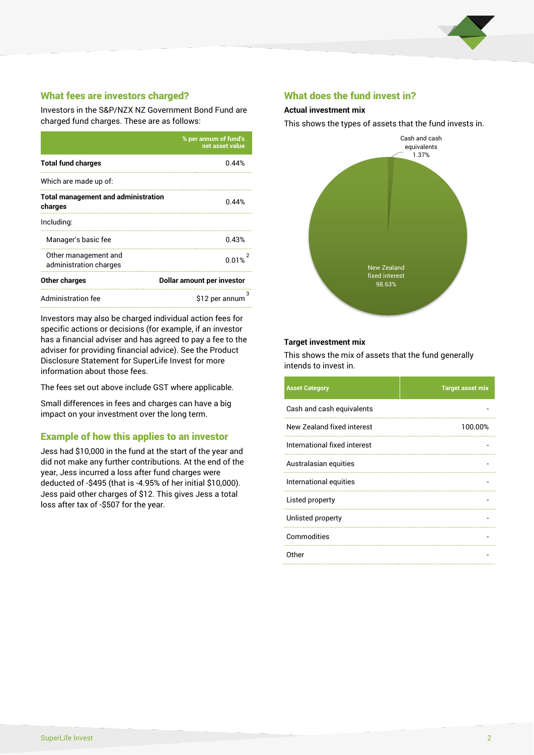## What fees are investors charged?

Investors in the S&P/NZX NZ Government Bond Fund are charged fund charges. These are as follows:

| | % per annum of fund's net asset value |
|---|---|
| **Total fund charges** | 0.44% |
| Which are made up of: | |
| **Total management and administration charges** | 0.44% |
| Including: | |
| Manager's basic fee | 0.43% |
| Other management and administration charges | 0.01% [2] |
| **Other charges** | **Dollar amount per investor** |
| Administration fee | $12 per annum [3] |

Investors may also be charged individual action fees for specific actions or decisions (for example, if an investor has a financial adviser and has agreed to pay a fee to the adviser for providing financial advice). See the Product Disclosure Statement for SuperLife Invest for more information about those fees.

The fees set out above include GST where applicable.

Small differences in fees and charges can have a big impact on your investment over the long term.

## Example of how this applies to an investor

Jess had $10,000 in the fund at the start of the year and did not make any further contributions. At the end of the year, Jess incurred a loss after fund charges were deducted of -$495 (that is -4.95% of her initial $10,000). Jess paid other charges of $12. This gives Jess a total loss after tax of -$507 for the year.

## What does the fund invest in?

### Actual investment mix

This shows the types of assets that the fund invests in.

Cash and cash equivalents 1.37%

New Zealand fixed interest 98.63%

### Target investment mix

This shows the mix of assets that the fund generally intends to invest in.

| Asset Category | Target asset mix |
|---|---|
| Cash and cash equivalents | - |
| New Zealand fixed interest | 100.00% |
| International fixed interest | - |
| Australasian equities | - |
| International equities | - |
| Listed property | - |
| Unlisted property | - |
| Commodities | - |
| Other | - |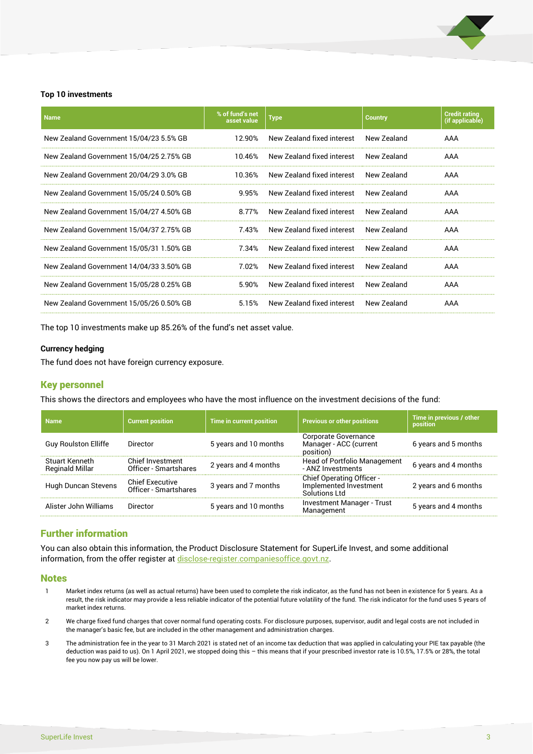**Top 10 investments**

| Name | % of fund's net asset value | Type | Country | Credit rating (if applicable) |
|---|---|---|---|---|
| New Zealand Government 15/04/23 5.5% GB | 12.90% | New Zealand fixed interest | New Zealand | AAA |
| New Zealand Government 15/04/25 2.75% GB | 10.46% | New Zealand fixed interest | New Zealand | AAA |
| New Zealand Government 20/04/29 3.0% GB | 10.36% | New Zealand fixed interest | New Zealand | AAA |
| New Zealand Government 15/05/24 0.50% GB | 9.95% | New Zealand fixed interest | New Zealand | AAA |
| New Zealand Government 15/04/27 4.50% GB | 8.77% | New Zealand fixed interest | New Zealand | AAA |
| New Zealand Government 15/04/37 2.75% GB | 7.43% | New Zealand fixed interest | New Zealand | AAA |
| New Zealand Government 15/05/31 1.50% GB | 7.34% | New Zealand fixed interest | New Zealand | AAA |
| New Zealand Government 14/04/33 3.50% GB | 7.02% | New Zealand fixed interest | New Zealand | AAA |
| New Zealand Government 15/05/28 0.25% GB | 5.90% | New Zealand fixed interest | New Zealand | AAA |
| New Zealand Government 15/05/26 0.50% GB | 5.15% | New Zealand fixed interest | New Zealand | AAA |

The top 10 investments make up 85.26% of the fund's net asset value.

**Currency hedging**

The fund does not have foreign currency exposure.

## Key personnel

This shows the directors and employees who have the most influence on the investment decisions of the fund:

| Name | Current position | Time in current position | Previous or other positions | Time in previous / other position |
|---|---|---|---|---|
| Guy Roulston Elliffe | Director | 5 years and 10 months | Corporate Governance Manager - ACC (current position) | 6 years and 5 months |
| Stuart Kenneth Reginald Millar | Chief Investment Officer - Smartshares | 2 years and 4 months | Head of Portfolio Management - ANZ Investments | 6 years and 4 months |
| Hugh Duncan Stevens | Chief Executive Officer - Smartshares | 3 years and 7 months | Chief Operating Officer - Implemented Investment Solutions Ltd | 2 years and 6 months |
| Alister John Williams | Director | 5 years and 10 months | Investment Manager - Trust Management | 5 years and 4 months |

## Further information

You can also obtain this information, the Product Disclosure Statement for SuperLife Invest, and some additional information, from the offer register at disclose-register.companiesoffice.govt.nz.

## Notes

1. Market index returns (as well as actual returns) have been used to complete the risk indicator, as the fund has not been in existence for 5 years. As a result, the risk indicator may provide a less reliable indicator of the potential future volatility of the fund. The risk indicator for the fund uses 5 years of market index returns.
2. We charge fixed fund charges that cover normal fund operating costs. For disclosure purposes, supervisor, audit and legal costs are not included in the manager's basic fee, but are included in the other management and administration charges.
3. The administration fee in the year to 31 March 2021 is stated net of an income tax deduction that was applied in calculating your PIE tax payable (the deduction was paid to us). On 1 April 2021, we stopped doing this – this means that if your prescribed investor rate is 10.5%, 17.5% or 28%, the total fee you now pay us will be lower.